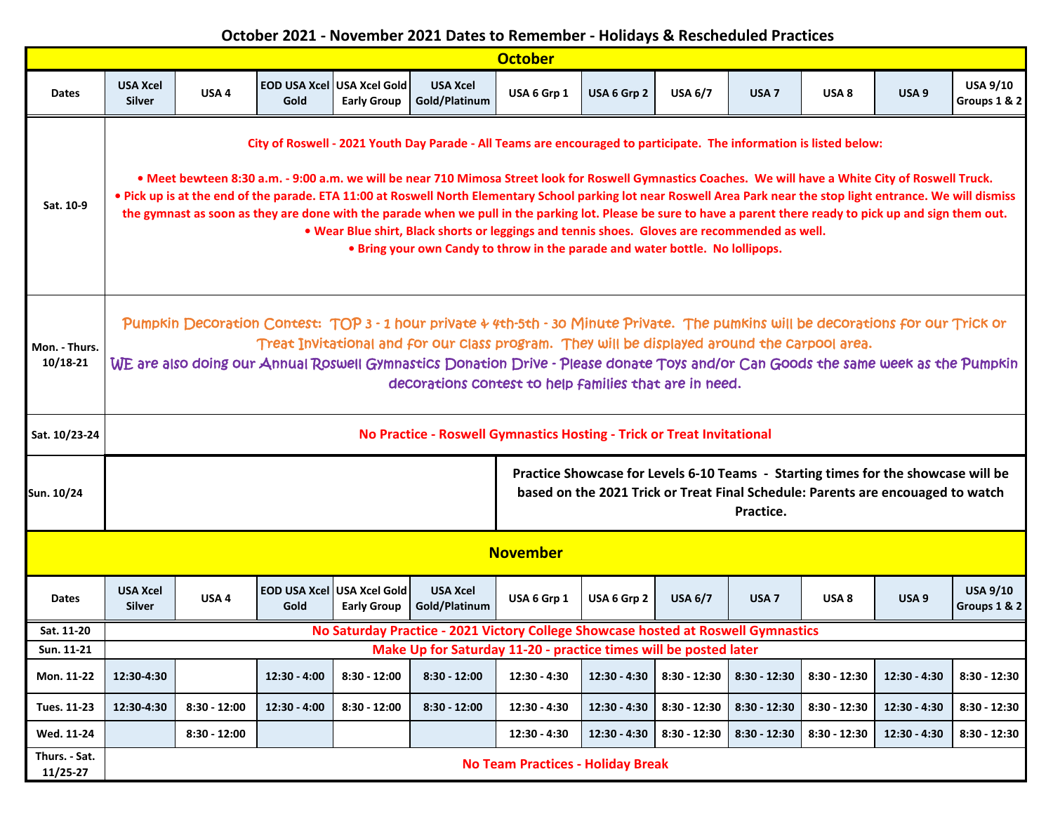# October 2021 - November 2021 Dates to Remember - Holidays & Rescheduled Practices

## October

| Dates | USA Xcel Silver | USA 4 | EOD USA Xcel Gold | USA Xcel Gold Early Group | USA Xcel Gold/Platinum | USA 6 Grp 1 | USA 6 Grp 2 | USA 6/7 | USA 7 | USA 8 | USA 9 | USA 9/10 Groups 1 & 2 |
|---|---|---|---|---|---|---|---|---|---|---|---|---|
| Sat. 10-9 | **City of Roswell - 2021 Youth Day Parade - All Teams are encouraged to participate. The information is listed below:** • Meet bewteen 8:30 a.m. - 9:00 a.m. we will be near 710 Mimosa Street look for Roswell Gymnastics Coaches. We will have a White City of Roswell Truck. • Pick up is at the end of the parade. ETA 11:00 at Roswell North Elementary School parking lot near Roswell Area Park near the stop light entrance. We will dismiss the gymnast as soon as they are done with the parade when we pull in the parking lot. Please be sure to have a parent there ready to pick up and sign them out. • Wear Blue shirt, Black shorts or leggings and tennis shoes. Gloves are recommended as well. • Bring your own Candy to throw in the parade and water bottle. No lollipops. | | | | | | | | | | | |
| Mon. - Thurs. 10/18-21 | Pumpkin Decoration Contest: TOP 3 - 1 hour private & 4th-5th - 30 Minute Private. The pumkins will be decorations for our Trick or Treat Invitational and for our class program. They will be displayed around the carpool area. WE are also doing our Annual Roswell Gymnastics Donation Drive - Please donate Toys and/or Can Goods the same week as the Pumpkin decorations contest to help families that are in need. | | | | | | | | | | | |
| Sat. 10/23-24 | **No Practice - Roswell Gymnastics Hosting - Trick or Treat Invitational** | | | | | | | | | | | |
| Sun. 10/24 | | | | | | **Practice Showcase for Levels 6-10 Teams - Starting times for the showcase will be based on the 2021 Trick or Treat Final Schedule: Parents are encouaged to watch Practice.** | | | | | | |

## November

| Dates | USA Xcel Silver | USA 4 | EOD USA Xcel Gold | USA Xcel Gold Early Group | USA Xcel Gold/Platinum | USA 6 Grp 1 | USA 6 Grp 2 | USA 6/7 | USA 7 | USA 8 | USA 9 | USA 9/10 Groups 1 & 2 |
|---|---|---|---|---|---|---|---|---|---|---|---|---|
| Sat. 11-20 | **No Saturday Practice - 2021 Victory College Showcase hosted at Roswell Gymnastics** | | | | | | | | | | | |
| Sun. 11-21 | **Make Up for Saturday 11-20 - practice times will be posted later** | | | | | | | | | | | |
| Mon. 11-22 | 12:30-4:30 | | 12:30 - 4:00 | 8:30 - 12:00 | 8:30 - 12:00 | 12:30 - 4:30 | 12:30 - 4:30 | 8:30 - 12:30 | 8:30 - 12:30 | 8:30 - 12:30 | 12:30 - 4:30 | 8:30 - 12:30 |
| Tues. 11-23 | 12:30-4:30 | 8:30 - 12:00 | 12:30 - 4:00 | 8:30 - 12:00 | 8:30 - 12:00 | 12:30 - 4:30 | 12:30 - 4:30 | 8:30 - 12:30 | 8:30 - 12:30 | 8:30 - 12:30 | 12:30 - 4:30 | 8:30 - 12:30 |
| Wed. 11-24 | | 8:30 - 12:00 | | | | 12:30 - 4:30 | 12:30 - 4:30 | 8:30 - 12:30 | 8:30 - 12:30 | 8:30 - 12:30 | 12:30 - 4:30 | 8:30 - 12:30 |
| Thurs. - Sat. 11/25-27 | **No Team Practices - Holiday Break** | | | | | | | | | | | |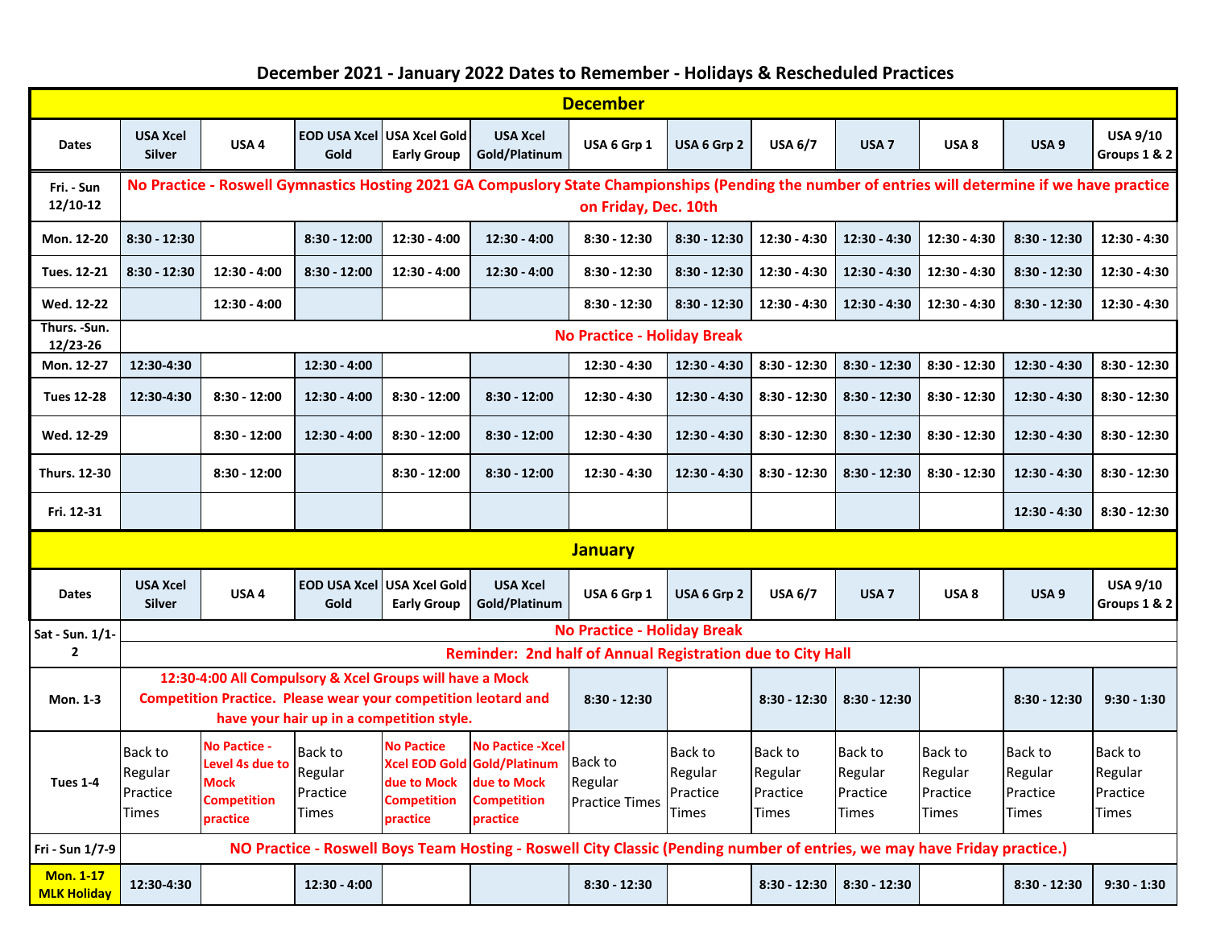# December 2021 - January 2022 Dates to Remember - Holidays & Rescheduled Practices

## December

| Dates | USA Xcel Silver | USA 4 | EOD USA Xcel Gold | USA Xcel Gold Early Group | USA Xcel Gold/Platinum | USA 6 Grp 1 | USA 6 Grp 2 | USA 6/7 | USA 7 | USA 8 | USA 9 | USA 9/10 Groups 1 & 2 |
|---|---|---|---|---|---|---|---|---|---|---|---|---|
| Fri. - Sun 12/10-12 | No Practice - Roswell Gymnastics Hosting 2021 GA Compuslory State Championships (Pending the number of entries will determine if we have practice on Friday, Dec. 10th | | | | | | | | | | | |
| Mon. 12-20 | 8:30 - 12:30 | | 8:30 - 12:00 | 12:30 - 4:00 | 12:30 - 4:00 | 8:30 - 12:30 | 8:30 - 12:30 | 12:30 - 4:30 | 12:30 - 4:30 | 12:30 - 4:30 | 8:30 - 12:30 | 12:30 - 4:30 |
| Tues. 12-21 | 8:30 - 12:30 | 12:30 - 4:00 | 8:30 - 12:00 | 12:30 - 4:00 | 12:30 - 4:00 | 8:30 - 12:30 | 8:30 - 12:30 | 12:30 - 4:30 | 12:30 - 4:30 | 12:30 - 4:30 | 8:30 - 12:30 | 12:30 - 4:30 |
| Wed. 12-22 | | 12:30 - 4:00 | | | | 8:30 - 12:30 | 8:30 - 12:30 | 12:30 - 4:30 | 12:30 - 4:30 | 12:30 - 4:30 | 8:30 - 12:30 | 12:30 - 4:30 |
| Thurs. -Sun. 12/23-26 | No Practice - Holiday Break | | | | | | | | | | | |
| Mon. 12-27 | 12:30-4:30 | | 12:30 - 4:00 | | | 12:30 - 4:30 | 12:30 - 4:30 | 8:30 - 12:30 | 8:30 - 12:30 | 8:30 - 12:30 | 12:30 - 4:30 | 8:30 - 12:30 |
| Tues 12-28 | 12:30-4:30 | 8:30 - 12:00 | 12:30 - 4:00 | 8:30 - 12:00 | 8:30 - 12:00 | 12:30 - 4:30 | 12:30 - 4:30 | 8:30 - 12:30 | 8:30 - 12:30 | 8:30 - 12:30 | 12:30 - 4:30 | 8:30 - 12:30 |
| Wed. 12-29 | | 8:30 - 12:00 | 12:30 - 4:00 | 8:30 - 12:00 | 8:30 - 12:00 | 12:30 - 4:30 | 12:30 - 4:30 | 8:30 - 12:30 | 8:30 - 12:30 | 8:30 - 12:30 | 12:30 - 4:30 | 8:30 - 12:30 |
| Thurs. 12-30 | | 8:30 - 12:00 | | 8:30 - 12:00 | 8:30 - 12:00 | 12:30 - 4:30 | 12:30 - 4:30 | 8:30 - 12:30 | 8:30 - 12:30 | 8:30 - 12:30 | 12:30 - 4:30 | 8:30 - 12:30 |
| Fri. 12-31 | | | | | | | | | | | 12:30 - 4:30 | 8:30 - 12:30 |

## January

| Dates | USA Xcel Silver | USA 4 | EOD USA Xcel Gold | USA Xcel Gold Early Group | USA Xcel Gold/Platinum | USA 6 Grp 1 | USA 6 Grp 2 | USA 6/7 | USA 7 | USA 8 | USA 9 | USA 9/10 Groups 1 & 2 |
|---|---|---|---|---|---|---|---|---|---|---|---|---|
| Sat - Sun. 1/1-2 | No Practice - Holiday Break; Reminder: 2nd half of Annual Registration due to City Hall | | | | | | | | | | | |
| Mon. 1-3 | 12:30-4:00 All Compulsory & Xcel Groups will have a Mock Competition Practice. Please wear your competition leotard and have your hair up in a competition style. | | | | | 8:30 - 12:30 | | 8:30 - 12:30 | 8:30 - 12:30 | | 8:30 - 12:30 | 9:30 - 1:30 |
| Tues 1-4 | Back to Regular Practice Times | No Practice - Level 4s due to Mock Competition practice | Back to Regular Practice Times | No Pactice Xcel EOD Gold due to Mock Competition practice | No Pactice -Xcel Gold/Platinum due to Mock Competition practice | Back to Regular Practice Times | Back to Regular Practice Times | Back to Regular Practice Times | Back to Regular Practice Times | Back to Regular Practice Times | Back to Regular Practice Times | Back to Regular Practice Times |
| Fri - Sun 1/7-9 | NO Practice - Roswell Boys Team Hosting - Roswell City Classic (Pending number of entries, we may have Friday practice.) | | | | | | | | | | | |
| Mon. 1-17 MLK Holiday | 12:30-4:30 | | 12:30 - 4:00 | | | 8:30 - 12:30 | | 8:30 - 12:30 | 8:30 - 12:30 | | 8:30 - 12:30 | 9:30 - 1:30 |